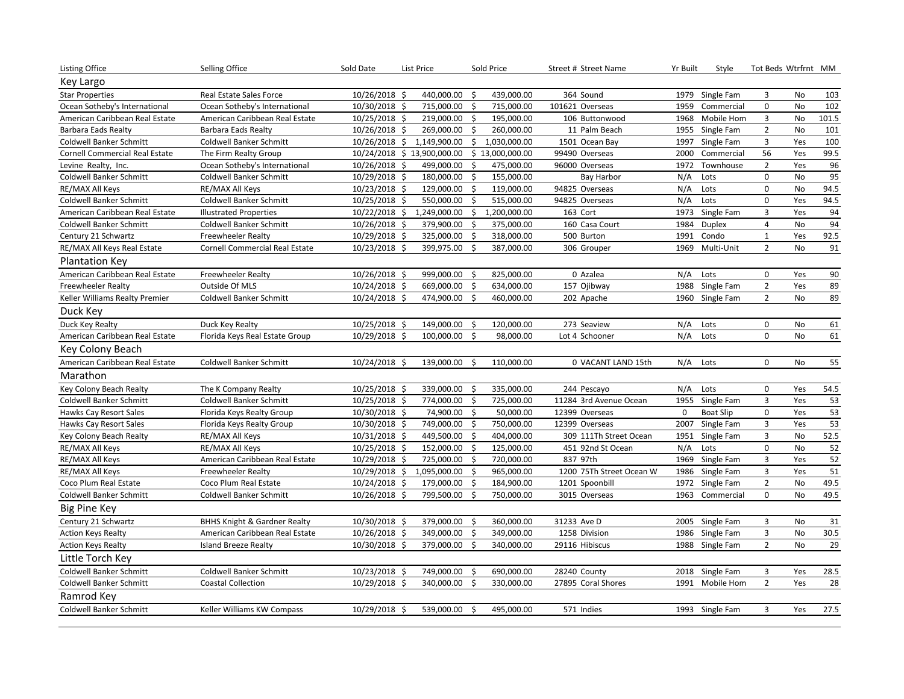| Listing Office | Selling Office | Sold Date | List Price | Sold Price | Street # | Street Name | Yr Built | Style | Tot Beds | Wtrfrnt | MM |
|---|---|---|---|---|---|---|---|---|---|---|---|
| **Key Largo** | | | | | | | | | | | |
| Star Properties | Real Estate Sales Force | 10/26/2018 | $ 440,000.00 | $ 439,000.00 | 364 | Sound | 1979 | Single Fam | 3 | No | 103 |
| Ocean Sotheby's International | Ocean Sotheby's International | 10/30/2018 | $ 715,000.00 | $ 715,000.00 | 101621 | Overseas | 1959 | Commercial | 0 | No | 102 |
| American Caribbean Real Estate | American Caribbean Real Estate | 10/25/2018 | $ 219,000.00 | $ 195,000.00 | 106 | Buttonwood | 1968 | Mobile Hom | 3 | No | 101.5 |
| Barbara Eads Realty | Barbara Eads Realty | 10/26/2018 | $ 269,000.00 | $ 260,000.00 | 11 | Palm Beach | 1955 | Single Fam | 2 | No | 101 |
| Coldwell Banker Schmitt | Coldwell Banker Schmitt | 10/26/2018 | $ 1,149,900.00 | $ 1,030,000.00 | 1501 | Ocean Bay | 1997 | Single Fam | 3 | Yes | 100 |
| Cornell Commercial Real Estate | The Firm Realty Group | 10/24/2018 | $ 13,900,000.00 | $ 13,000,000.00 | 99490 | Overseas | 2000 | Commercial | 56 | Yes | 99.5 |
| Levine Realty, Inc. | Ocean Sotheby's International | 10/26/2018 | $ 499,000.00 | $ 475,000.00 | 96000 | Overseas | 1972 | Townhouse | 2 | Yes | 96 |
| Coldwell Banker Schmitt | Coldwell Banker Schmitt | 10/29/2018 | $ 180,000.00 | $ 155,000.00 | | Bay Harbor | N/A | Lots | 0 | No | 95 |
| RE/MAX All Keys | RE/MAX All Keys | 10/23/2018 | $ 129,000.00 | $ 119,000.00 | 94825 | Overseas | N/A | Lots | 0 | No | 94.5 |
| Coldwell Banker Schmitt | Coldwell Banker Schmitt | 10/25/2018 | $ 550,000.00 | $ 515,000.00 | 94825 | Overseas | N/A | Lots | 0 | Yes | 94.5 |
| American Caribbean Real Estate | Illustrated Properties | 10/22/2018 | $ 1,249,000.00 | $ 1,200,000.00 | 163 | Cort | 1973 | Single Fam | 3 | Yes | 94 |
| Coldwell Banker Schmitt | Coldwell Banker Schmitt | 10/26/2018 | $ 379,900.00 | $ 375,000.00 | 160 | Casa Court | 1984 | Duplex | 4 | No | 94 |
| Century 21 Schwartz | Freewheeler Realty | 10/29/2018 | $ 325,000.00 | $ 318,000.00 | 500 | Burton | 1991 | Condo | 1 | Yes | 92.5 |
| RE/MAX All Keys Real Estate | Cornell Commercial Real Estate | 10/23/2018 | $ 399,975.00 | $ 387,000.00 | 306 | Grouper | 1969 | Multi-Unit | 2 | No | 91 |
| **Plantation Key** | | | | | | | | | | | |
| American Caribbean Real Estate | Freewheeler Realty | 10/26/2018 | $ 999,000.00 | $ 825,000.00 | 0 | Azalea | N/A | Lots | 0 | Yes | 90 |
| Freewheeler Realty | Outside Of MLS | 10/24/2018 | $ 669,000.00 | $ 634,000.00 | 157 | Ojibway | 1988 | Single Fam | 2 | Yes | 89 |
| Keller Williams Realty Premier | Coldwell Banker Schmitt | 10/24/2018 | $ 474,900.00 | $ 460,000.00 | 202 | Apache | 1960 | Single Fam | 2 | No | 89 |
| **Duck Key** | | | | | | | | | | | |
| Duck Key Realty | Duck Key Realty | 10/25/2018 | $ 149,000.00 | $ 120,000.00 | 273 | Seaview | N/A | Lots | 0 | No | 61 |
| American Caribbean Real Estate | Florida Keys Real Estate Group | 10/29/2018 | $ 100,000.00 | $ 98,000.00 | Lot 4 | Schooner | N/A | Lots | 0 | No | 61 |
| **Key Colony Beach** | | | | | | | | | | | |
| American Caribbean Real Estate | Coldwell Banker Schmitt | 10/24/2018 | $ 139,000.00 | $ 110,000.00 | 0 | VACANT LAND 15th | N/A | Lots | 0 | No | 55 |
| **Marathon** | | | | | | | | | | | |
| Key Colony Beach Realty | The K Company Realty | 10/25/2018 | $ 339,000.00 | $ 335,000.00 | 244 | Pescayo | N/A | Lots | 0 | Yes | 54.5 |
| Coldwell Banker Schmitt | Coldwell Banker Schmitt | 10/25/2018 | $ 774,000.00 | $ 725,000.00 | 11284 | 3rd Avenue Ocean | 1955 | Single Fam | 3 | Yes | 53 |
| Hawks Cay Resort Sales | Florida Keys Realty Group | 10/30/2018 | $ 74,900.00 | $ 50,000.00 | 12399 | Overseas | 0 | Boat Slip | 0 | Yes | 53 |
| Hawks Cay Resort Sales | Florida Keys Realty Group | 10/30/2018 | $ 749,000.00 | $ 750,000.00 | 12399 | Overseas | 2007 | Single Fam | 3 | Yes | 53 |
| Key Colony Beach Realty | RE/MAX All Keys | 10/31/2018 | $ 449,500.00 | $ 404,000.00 | 309 | 111Th Street Ocean | 1951 | Single Fam | 3 | No | 52.5 |
| RE/MAX All Keys | RE/MAX All Keys | 10/25/2018 | $ 152,000.00 | $ 125,000.00 | 451 | 92nd St Ocean | N/A | Lots | 0 | No | 52 |
| RE/MAX All Keys | American Caribbean Real Estate | 10/29/2018 | $ 725,000.00 | $ 720,000.00 | 837 | 97th | 1969 | Single Fam | 3 | Yes | 52 |
| RE/MAX All Keys | Freewheeler Realty | 10/29/2018 | $ 1,095,000.00 | $ 965,000.00 | 1200 | 75Th Street Ocean W | 1986 | Single Fam | 3 | Yes | 51 |
| Coco Plum Real Estate | Coco Plum Real Estate | 10/24/2018 | $ 179,000.00 | $ 184,900.00 | 1201 | Spoonbill | 1972 | Single Fam | 2 | No | 49.5 |
| Coldwell Banker Schmitt | Coldwell Banker Schmitt | 10/26/2018 | $ 799,500.00 | $ 750,000.00 | 3015 | Overseas | 1963 | Commercial | 0 | No | 49.5 |
| **Big Pine Key** | | | | | | | | | | | |
| Century 21 Schwartz | BHHS Knight & Gardner Realty | 10/30/2018 | $ 379,000.00 | $ 360,000.00 | 31233 | Ave D | 2005 | Single Fam | 3 | No | 31 |
| Action Keys Realty | American Caribbean Real Estate | 10/26/2018 | $ 349,000.00 | $ 349,000.00 | 1258 | Division | 1986 | Single Fam | 3 | No | 30.5 |
| Action Keys Realty | Island Breeze Realty | 10/30/2018 | $ 379,000.00 | $ 340,000.00 | 29116 | Hibiscus | 1988 | Single Fam | 2 | No | 29 |
| **Little Torch Key** | | | | | | | | | | | |
| Coldwell Banker Schmitt | Coldwell Banker Schmitt | 10/23/2018 | $ 749,000.00 | $ 690,000.00 | 28240 | County | 2018 | Single Fam | 3 | Yes | 28.5 |
| Coldwell Banker Schmitt | Coastal Collection | 10/29/2018 | $ 340,000.00 | $ 330,000.00 | 27895 | Coral Shores | 1991 | Mobile Hom | 2 | Yes | 28 |
| **Ramrod Key** | | | | | | | | | | | |
| Coldwell Banker Schmitt | Keller Williams KW Compass | 10/29/2018 | $ 539,000.00 | $ 495,000.00 | 571 | Indies | 1993 | Single Fam | 3 | Yes | 27.5 |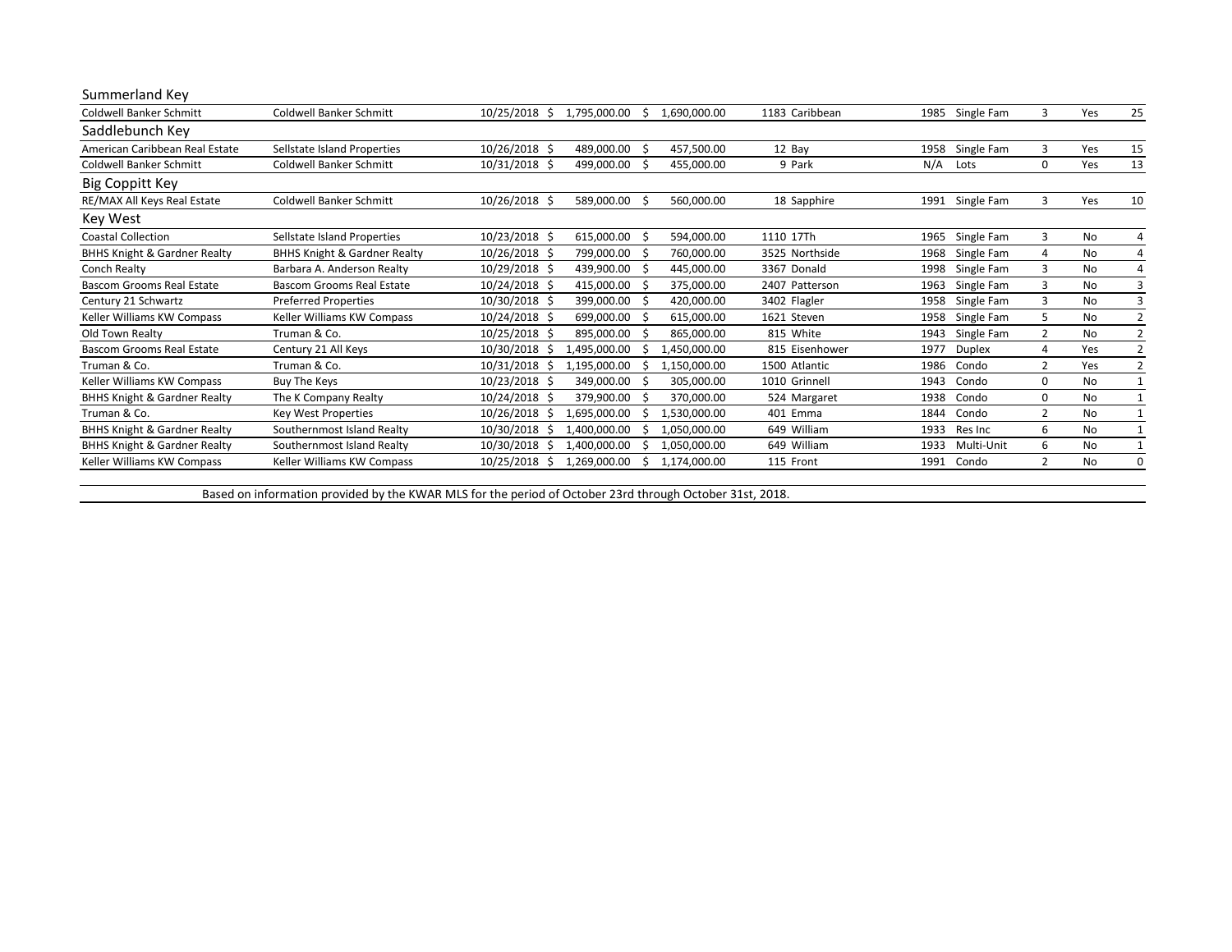Summerland Key

| | | | | | | | | | | |
|---|---|---|---|---|---|---|---|---|---|---|
| Coldwell Banker Schmitt | Coldwell Banker Schmitt | 10/25/2018 | $ 1,795,000.00 | $ 1,690,000.00 | 1183 Caribbean | 1985 | Single Fam | 3 | Yes | 25 |

Saddlebunch Key

| | | | | | | | | | | |
|---|---|---|---|---|---|---|---|---|---|---|
| American Caribbean Real Estate | Sellstate Island Properties | 10/26/2018 | $ 489,000.00 | $ 457,500.00 | 12 Bay | 1958 | Single Fam | 3 | Yes | 15 |
| Coldwell Banker Schmitt | Coldwell Banker Schmitt | 10/31/2018 | $ 499,000.00 | $ 455,000.00 | 9 Park | N/A | Lots | 0 | Yes | 13 |

Big Coppitt Key

| | | | | | | | | | | |
|---|---|---|---|---|---|---|---|---|---|---|
| RE/MAX All Keys Real Estate | Coldwell Banker Schmitt | 10/26/2018 | $ 589,000.00 | $ 560,000.00 | 18 Sapphire | 1991 | Single Fam | 3 | Yes | 10 |

Key West

| | | | | | | | | | | |
|---|---|---|---|---|---|---|---|---|---|---|
| Coastal Collection | Sellstate Island Properties | 10/23/2018 | $ 615,000.00 | $ 594,000.00 | 1110 17Th | 1965 | Single Fam | 3 | No | 4 |
| BHHS Knight & Gardner Realty | BHHS Knight & Gardner Realty | 10/26/2018 | $ 799,000.00 | $ 760,000.00 | 3525 Northside | 1968 | Single Fam | 4 | No | 4 |
| Conch Realty | Barbara A. Anderson Realty | 10/29/2018 | $ 439,900.00 | $ 445,000.00 | 3367 Donald | 1998 | Single Fam | 3 | No | 4 |
| Bascom Grooms Real Estate | Bascom Grooms Real Estate | 10/24/2018 | $ 415,000.00 | $ 375,000.00 | 2407 Patterson | 1963 | Single Fam | 3 | No | 3 |
| Century 21 Schwartz | Preferred Properties | 10/30/2018 | $ 399,000.00 | $ 420,000.00 | 3402 Flagler | 1958 | Single Fam | 3 | No | 3 |
| Keller Williams KW Compass | Keller Williams KW Compass | 10/24/2018 | $ 699,000.00 | $ 615,000.00 | 1621 Steven | 1958 | Single Fam | 5 | No | 2 |
| Old Town Realty | Truman & Co. | 10/25/2018 | $ 895,000.00 | $ 865,000.00 | 815 White | 1943 | Single Fam | 2 | No | 2 |
| Bascom Grooms Real Estate | Century 21 All Keys | 10/30/2018 | $ 1,495,000.00 | $ 1,450,000.00 | 815 Eisenhower | 1977 | Duplex | 4 | Yes | 2 |
| Truman & Co. | Truman & Co. | 10/31/2018 | $ 1,195,000.00 | $ 1,150,000.00 | 1500 Atlantic | 1986 | Condo | 2 | Yes | 2 |
| Keller Williams KW Compass | Buy The Keys | 10/23/2018 | $ 349,000.00 | $ 305,000.00 | 1010 Grinnell | 1943 | Condo | 0 | No | 1 |
| BHHS Knight & Gardner Realty | The K Company Realty | 10/24/2018 | $ 379,900.00 | $ 370,000.00 | 524 Margaret | 1938 | Condo | 0 | No | 1 |
| Truman & Co. | Key West Properties | 10/26/2018 | $ 1,695,000.00 | $ 1,530,000.00 | 401 Emma | 1844 | Condo | 2 | No | 1 |
| BHHS Knight & Gardner Realty | Southernmost Island Realty | 10/30/2018 | $ 1,400,000.00 | $ 1,050,000.00 | 649 William | 1933 | Res Inc | 6 | No | 1 |
| BHHS Knight & Gardner Realty | Southernmost Island Realty | 10/30/2018 | $ 1,400,000.00 | $ 1,050,000.00 | 649 William | 1933 | Multi-Unit | 6 | No | 1 |
| Keller Williams KW Compass | Keller Williams KW Compass | 10/25/2018 | $ 1,269,000.00 | $ 1,174,000.00 | 115 Front | 1991 | Condo | 2 | No | 0 |

Based on information provided by the KWAR MLS for the period of October 23rd through October 31st, 2018.